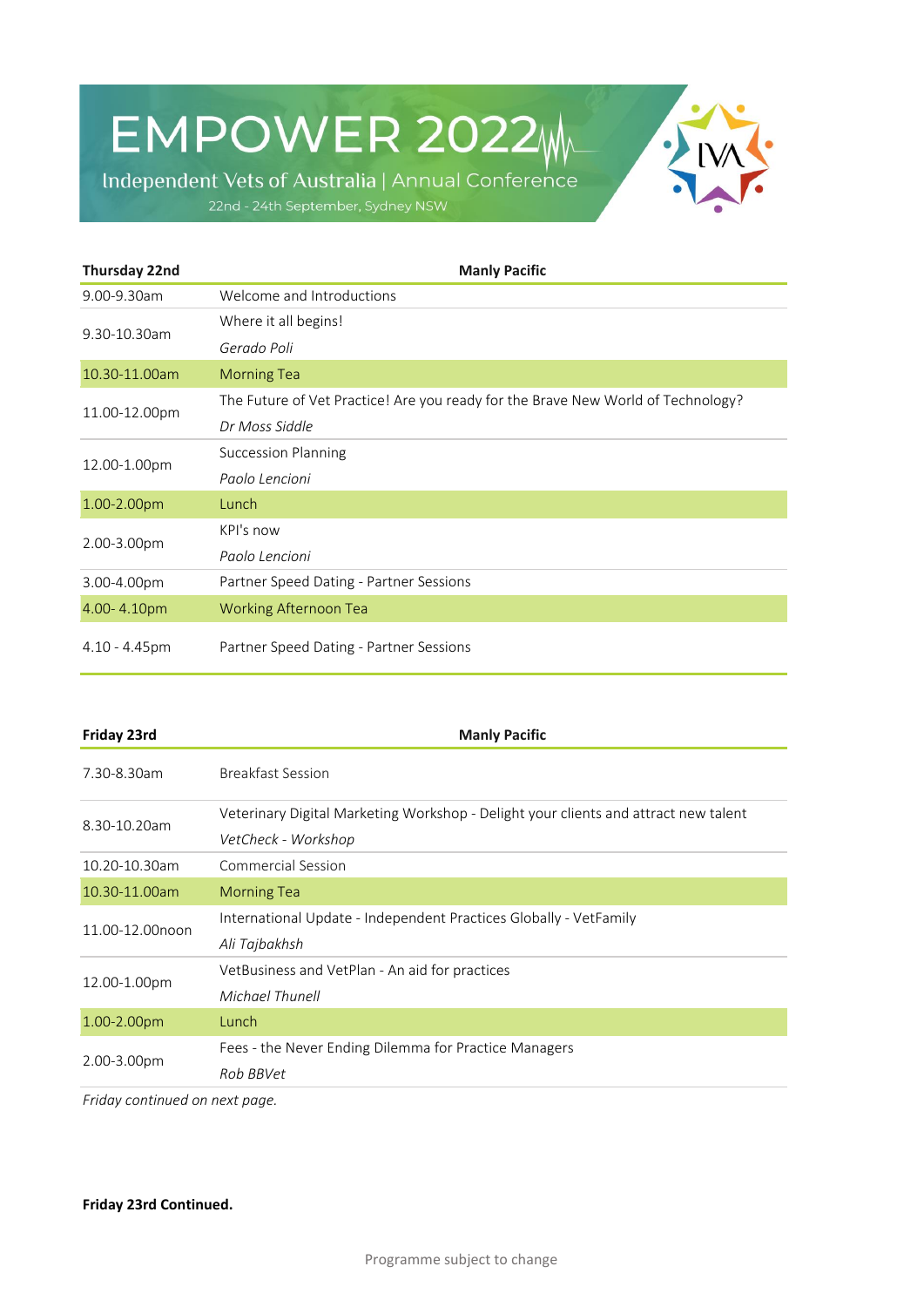# EMPOWER 2022

Independent Vets of Australia | Annual Conference

22nd - 24th September, Sydney NSW

| Thursday 22nd | Manly Pacific |
| --- | --- |
| 9.00-9.30am | Welcome and Introductions |
| 9.30-10.30am | Where it all begins!<br>*Gerado Poli* |
| 10.30-11.00am | Morning Tea |
| 11.00-12.00pm | The Future of Vet Practice! Are you ready for the Brave New World of Technology?<br>*Dr Moss Siddle* |
| 12.00-1.00pm | Succession Planning<br>*Paolo Lencioni* |
| 1.00-2.00pm | Lunch |
| 2.00-3.00pm | KPI's now<br>*Paolo Lencioni* |
| 3.00-4.00pm | Partner Speed Dating - Partner Sessions |
| 4.00- 4.10pm | Working Afternoon Tea |
| 4.10 - 4.45pm | Partner Speed Dating - Partner Sessions |

| Friday 23rd | Manly Pacific |
| --- | --- |
| 7.30-8.30am | Breakfast Session |
| 8.30-10.20am | Veterinary Digital Marketing Workshop - Delight your clients and attract new talent<br>*VetCheck - Workshop* |
| 10.20-10.30am | Commercial Session |
| 10.30-11.00am | Morning Tea |
| 11.00-12.00noon | International Update - Independent Practices Globally - VetFamily<br>*Ali Tajbakhsh* |
| 12.00-1.00pm | VetBusiness and VetPlan - An aid for practices<br>*Michael Thunell* |
| 1.00-2.00pm | Lunch |
| 2.00-3.00pm | Fees - the Never Ending Dilemma for Practice Managers<br>*Rob BBVet* |

*Friday continued on next page.*

**Friday 23rd Continued.**

Programme subject to change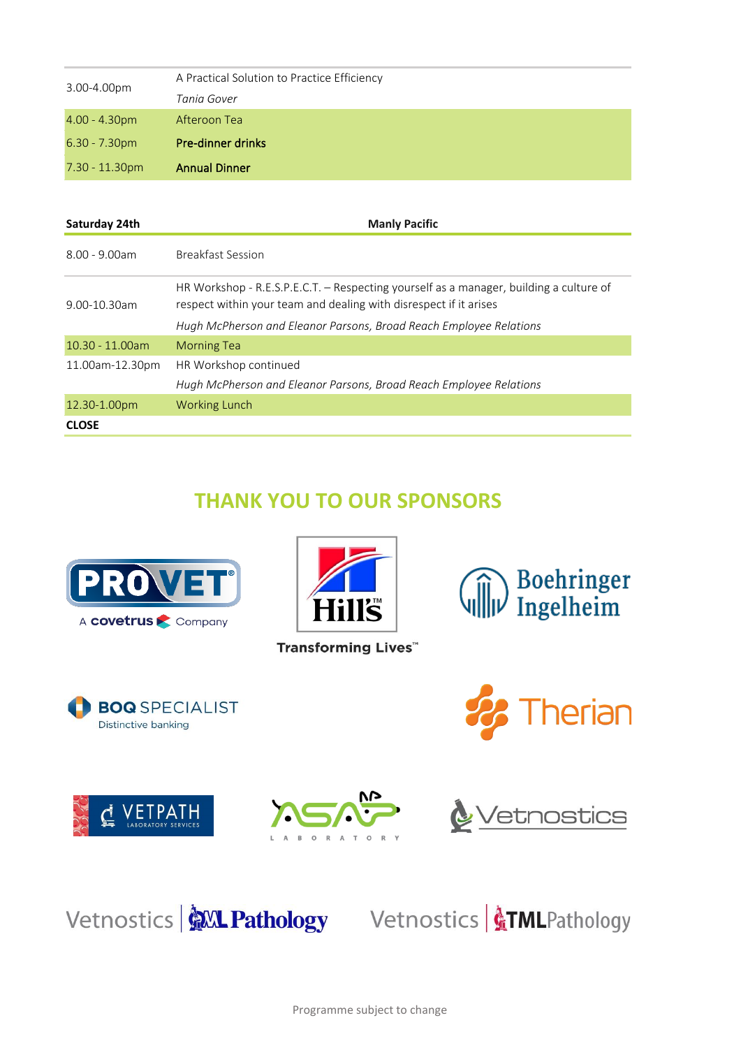| | |
|---|---|
| 3.00-4.00pm | A Practical Solution to Practice Efficiency<br>*Tania Gover* |
| 4.00 - 4.30pm | Afteroon Tea |
| 6.30 - 7.30pm | **Pre-dinner drinks** |
| 7.30 - 11.30pm | **Annual Dinner** |

| **Saturday 24th** | **Manly Pacific** |
|---|---|
| 8.00 - 9.00am | Breakfast Session |
| 9.00-10.30am | HR Workshop - R.E.S.P.E.C.T. – Respecting yourself as a manager, building a culture of respect within your team and dealing with disrespect if it arises<br>*Hugh McPherson and Eleanor Parsons, Broad Reach Employee Relations* |
| 10.30 - 11.00am | Morning Tea |
| 11.00am-12.30pm | HR Workshop continued<br>*Hugh McPherson and Eleanor Parsons, Broad Reach Employee Relations* |
| 12.30-1.00pm | Working Lunch |
| **CLOSE** | |

## THANK YOU TO OUR SPONSORS

PROVET A covetrus Company

Hill's Transforming Lives™

Boehringer Ingelheim

BOQ SPECIALIST Distinctive banking

Therian

VETPATH LABORATORY SERVICES

ASAP LABORATORY

Vetnostics

Vetnostics | QML Pathology

Vetnostics | TML Pathology

Programme subject to change